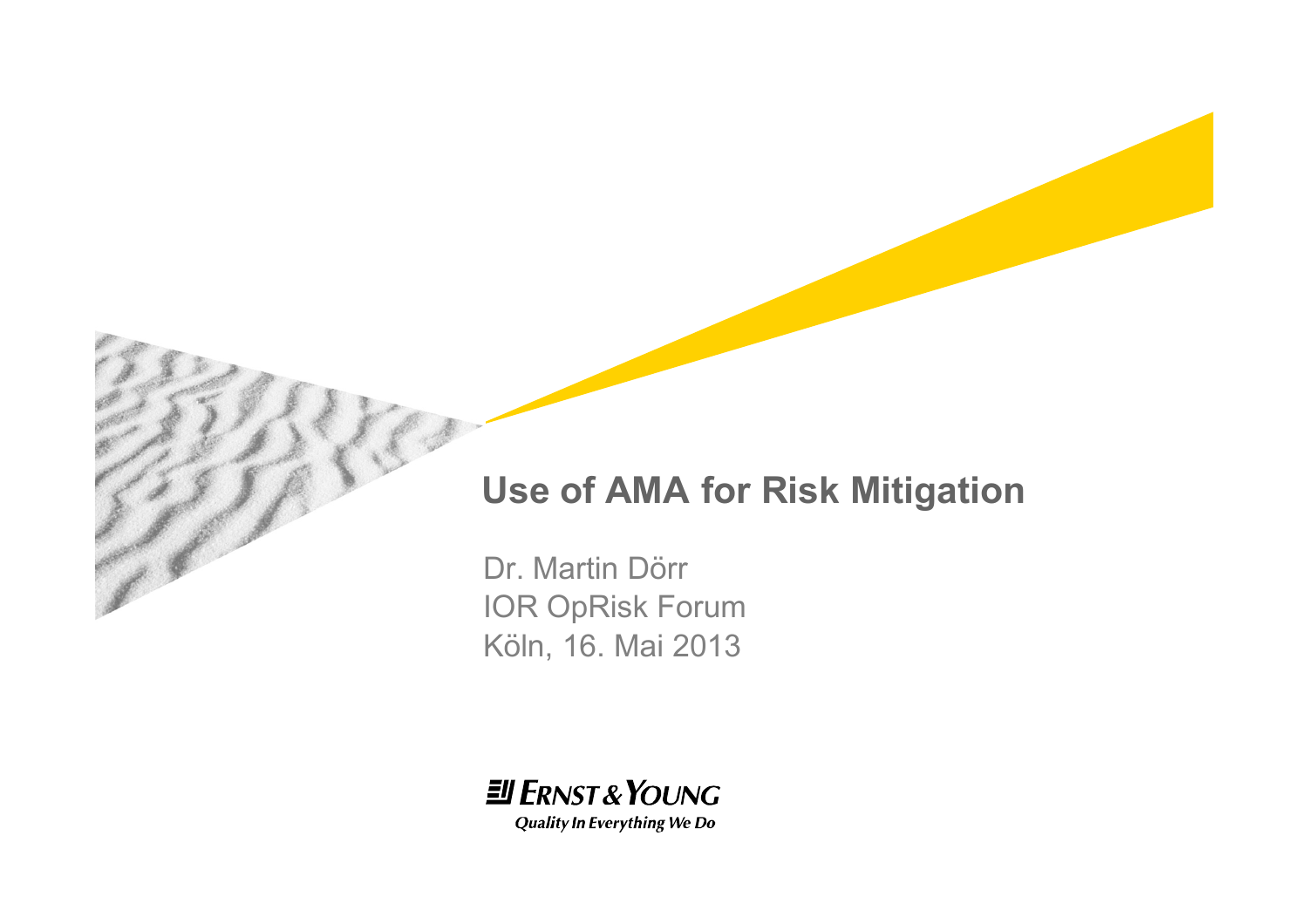# Use of AMA for Risk Mitigation

Dr. Martin Dörr
IOR OpRisk Forum
Köln, 16. Mai 2013

Ernst & Young
*Quality In Everything We Do*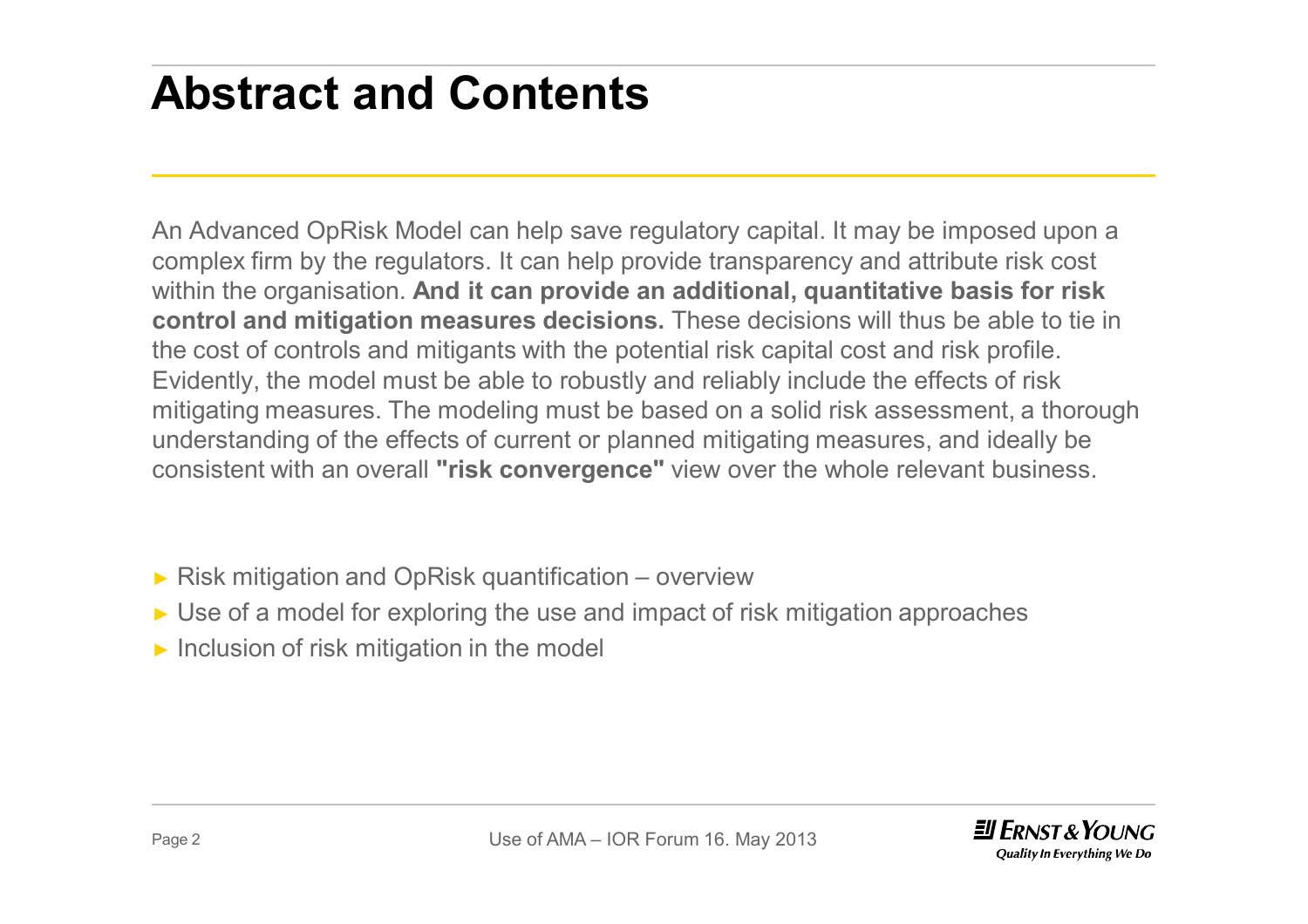# Abstract and Contents

An Advanced OpRisk Model can help save regulatory capital. It may be imposed upon a complex firm by the regulators. It can help provide transparency and attribute risk cost within the organisation. **And it can provide an additional, quantitative basis for risk control and mitigation measures decisions.** These decisions will thus be able to tie in the cost of controls and mitigants with the potential risk capital cost and risk profile. Evidently, the model must be able to robustly and reliably include the effects of risk mitigating measures. The modeling must be based on a solid risk assessment, a thorough understanding of the effects of current or planned mitigating measures, and ideally be consistent with an overall **"risk convergence"** view over the whole relevant business.

- Risk mitigation and OpRisk quantification – overview
- Use of a model for exploring the use and impact of risk mitigation approaches
- Inclusion of risk mitigation in the model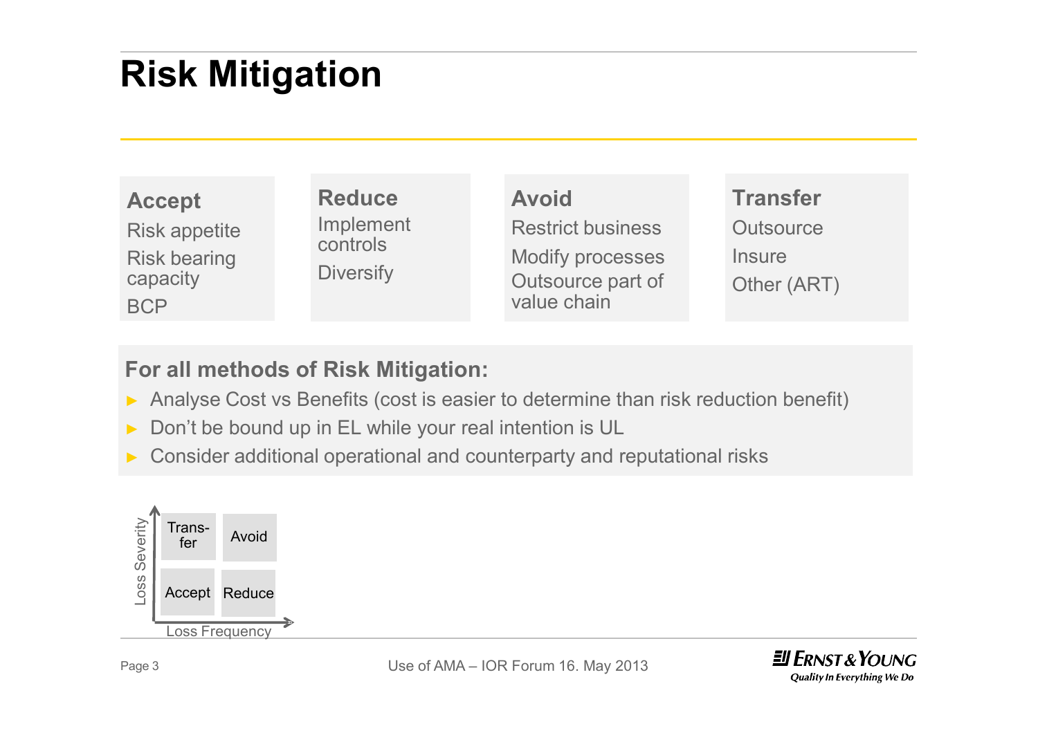# Risk Mitigation

| Accept | Reduce | Avoid | Transfer |
|---|---|---|---|
| Risk appetite | Implement controls | Restrict business | Outsource |
| Risk bearing capacity | Diversify | Modify processes | Insure |
| BCP | | Outsource part of value chain | Other (ART) |

**For all methods of Risk Mitigation:**

- Analyse Cost vs Benefits (cost is easier to determine than risk reduction benefit)
- Don't be bound up in EL while your real intention is UL
- Consider additional operational and counterparty and reputational risks

| Loss Severity ↑ / Loss Frequency → | Low Frequency | High Frequency |
|---|---|---|
| High Severity | Transfer | Avoid |
| Low Severity | Accept | Reduce |

Use of AMA – IOR Forum 16. May 2013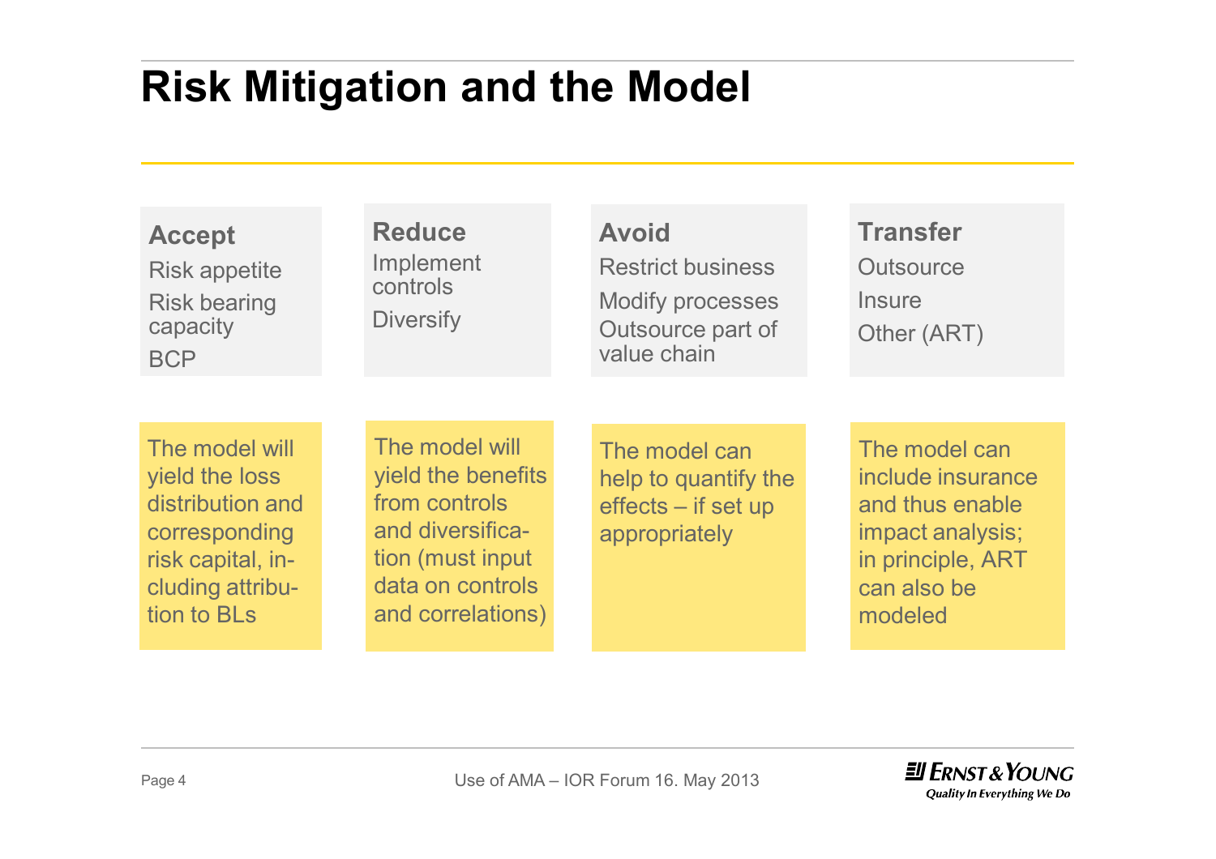# Risk Mitigation and the Model

| Accept | Reduce | Avoid | Transfer |
|---|---|---|---|
| Risk appetite<br>Risk bearing capacity<br>BCP | Implement controls<br>Diversify | Restrict business<br>Modify processes<br>Outsource part of value chain | Outsource<br>Insure<br>Other (ART) |
| The model will yield the loss distribution and corresponding risk capital, including attribution to BLs | The model will yield the benefits from controls and diversification (must input data on controls and correlations) | The model can help to quantify the effects – if set up appropriately | The model can include insurance and thus enable impact analysis; in principle, ART can also be modeled |

Use of AMA – IOR Forum 16. May 2013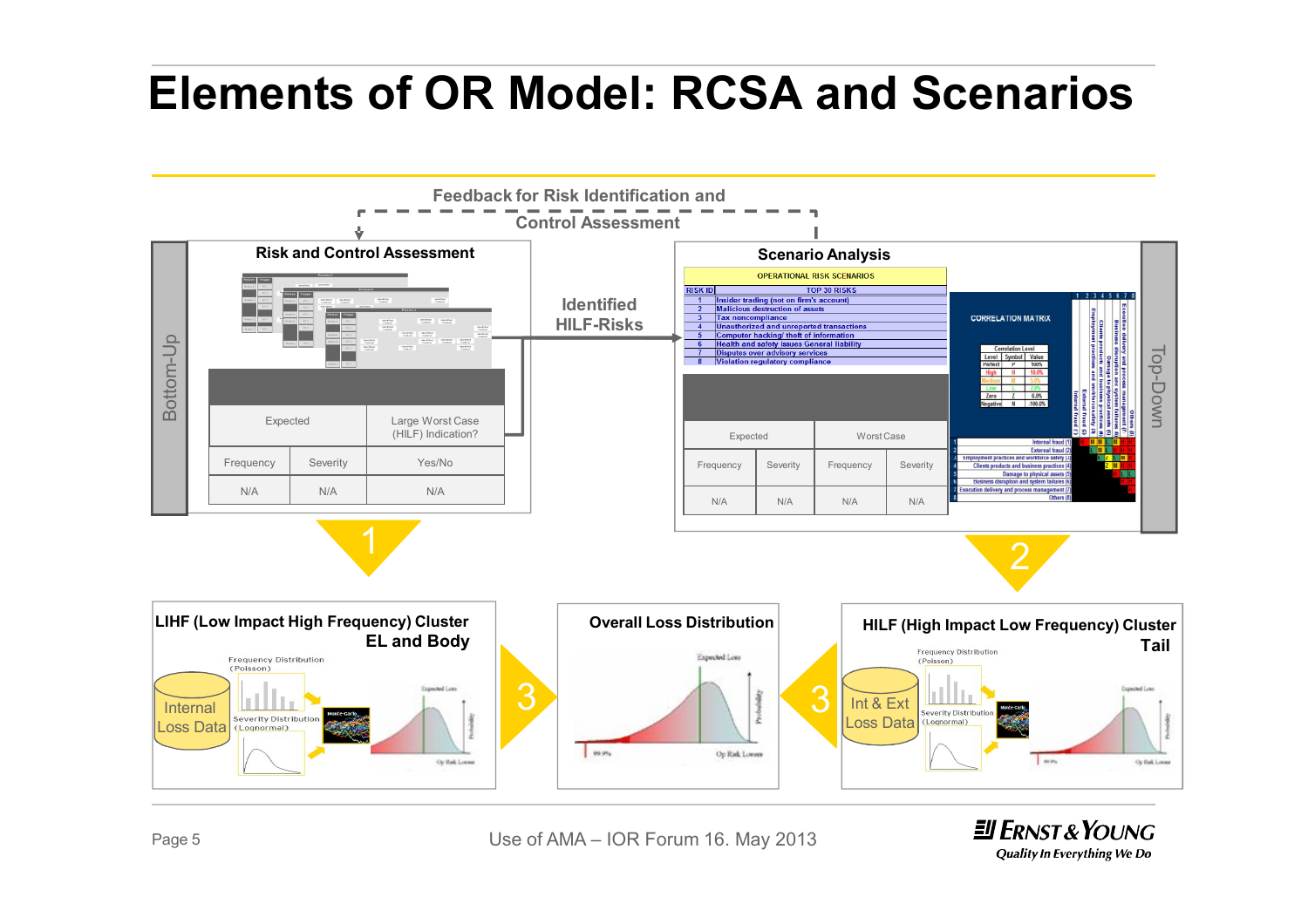# Elements of OR Model: RCSA and Scenarios

Feedback for Risk Identification and Control Assessment

**Bottom-Up**

## Risk and Control Assessment

| Expected | | Large Worst Case (HILF) Indication? |
|---|---|---|
| Frequency | Severity | Yes/No |
| N/A | N/A | N/A |

Identified HILF-Risks

**Top-Down**

## Scenario Analysis

OPERATIONAL RISK SCENARIOS

| RISK ID | TOP 30 RISKS |
|---|---|
| 1 | Insider trading (not on firm's account) |
| 2 | Malicious destruction of assets |
| 3 | Tax noncompliance |
| 4 | Unauthorized and unreported transactions |
| 5 | Computer hacking/ theft of information |
| 6 | Health and safety issues General liability |
| 7 | Disputes over advisory services |
| 8 | Violation regulatory compliance |

CORRELATION MATRIX

| Level | Symbol | Value |
|---|---|---|
| Perfect | P | 100% |
| High | H | 10.0% |
| Medium | M | 5.0% |
| Low | L | 2.0% |
| Zero | Z | 0.0% |
| Negative | N | -100.0% |

1. Internal fraud (1)
2. External fraud (2)
3. Employment practices and workforce safety (3)
4. Clients products and business practices (4)
5. Damage to physical assets (5)
6. Business disruption and system failures (6)
7. Execution delivery and process management (7)
8. Others (8)

| Expected | | Worst Case | |
|---|---|---|---|
| Frequency | Severity | Frequency | Severity |
| N/A | N/A | N/A | N/A |

1

2

### LIHF (Low Impact High Frequency) Cluster EL and Body

Internal Loss Data

Frequency Distribution (Poisson)

Severity Distribution (Lognormal)

Monte-Carlo

3

### Overall Loss Distribution

3

### HILF (High Impact Low Frequency) Cluster Tail

Int & Ext Loss Data

Frequency Distribution (Poisson)

Severity Distribution (Lognormal)

Monte-Carlo

Use of AMA – IOR Forum 16. May 2013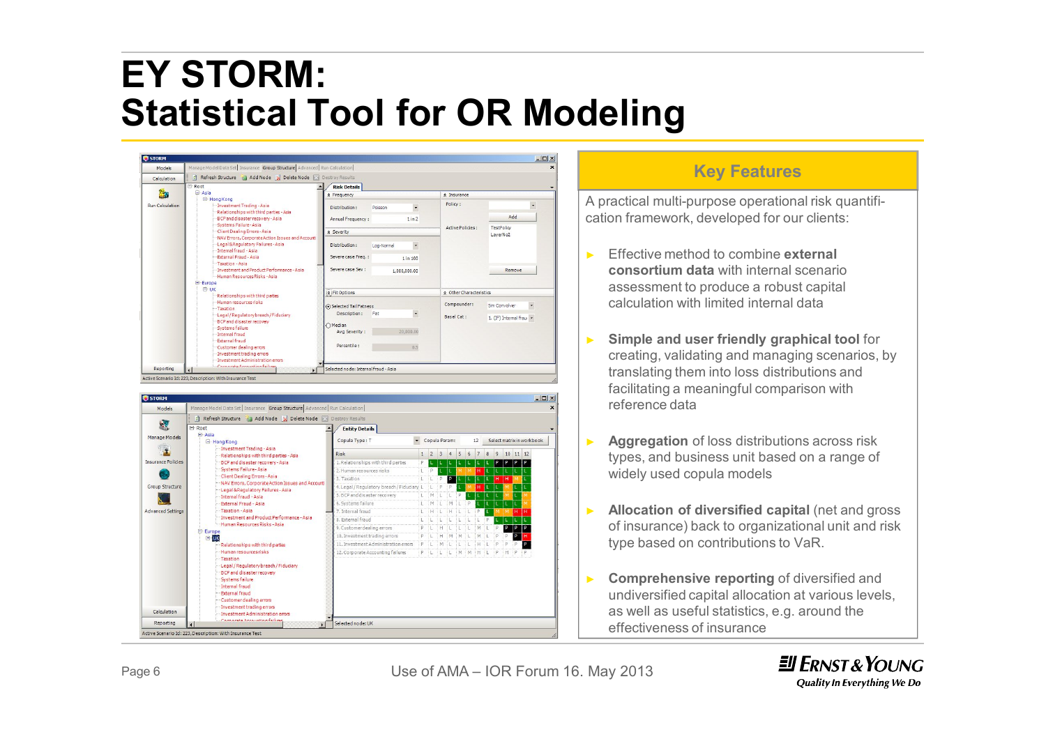# EY STORM: Statistical Tool for OR Modeling

## Key Features

A practical multi-purpose operational risk quantification framework, developed for our clients:

- Effective method to combine **external consortium data** with internal scenario assessment to produce a robust capital calculation with limited internal data
- **Simple and user friendly graphical tool** for creating, validating and managing scenarios, by translating them into loss distributions and facilitating a meaningful comparison with reference data
- **Aggregation** of loss distributions across risk types, and business unit based on a range of widely used copula models
- **Allocation of diversified capital** (net and gross of insurance) back to organizational unit and risk type based on contributions to VaR.
- **Comprehensive reporting** of diversified and undiversified capital allocation at various levels, as well as useful statistics, e.g. around the effectiveness of insurance

Use of AMA – IOR Forum 16. May 2013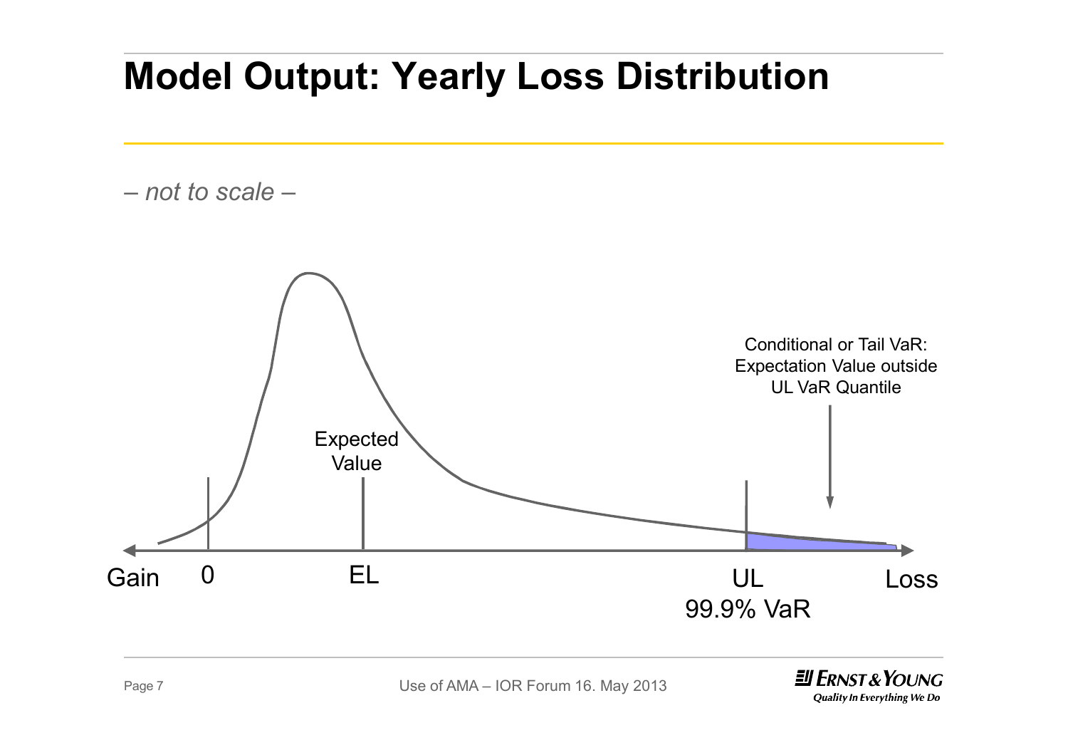# Model Output: Yearly Loss Distribution

*– not to scale –*

Conditional or Tail VaR: Expectation Value outside UL VaR Quantile

Expected Value

Gain 0 EL UL 99.9% VaR Loss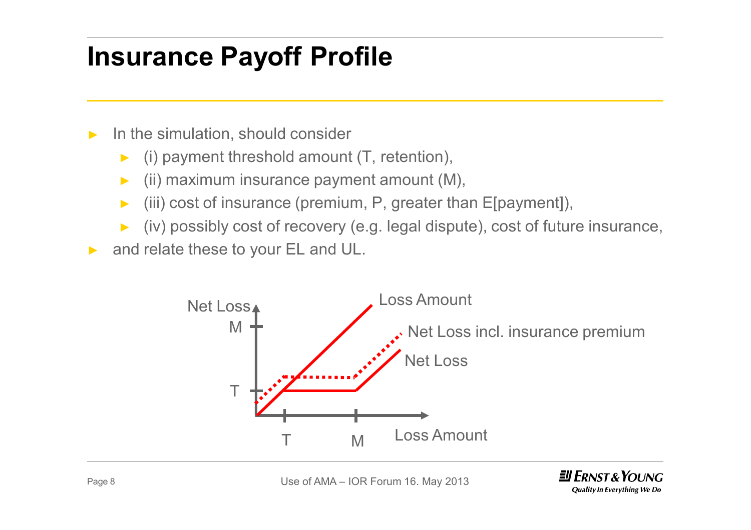# Insurance Payoff Profile

- In the simulation, should consider
  - (i) payment threshold amount (T, retention),
  - (ii) maximum insurance payment amount (M),
  - (iii) cost of insurance (premium, P, greater than E[payment]),
  - (iv) possibly cost of recovery (e.g. legal dispute), cost of future insurance,
- and relate these to your EL and UL.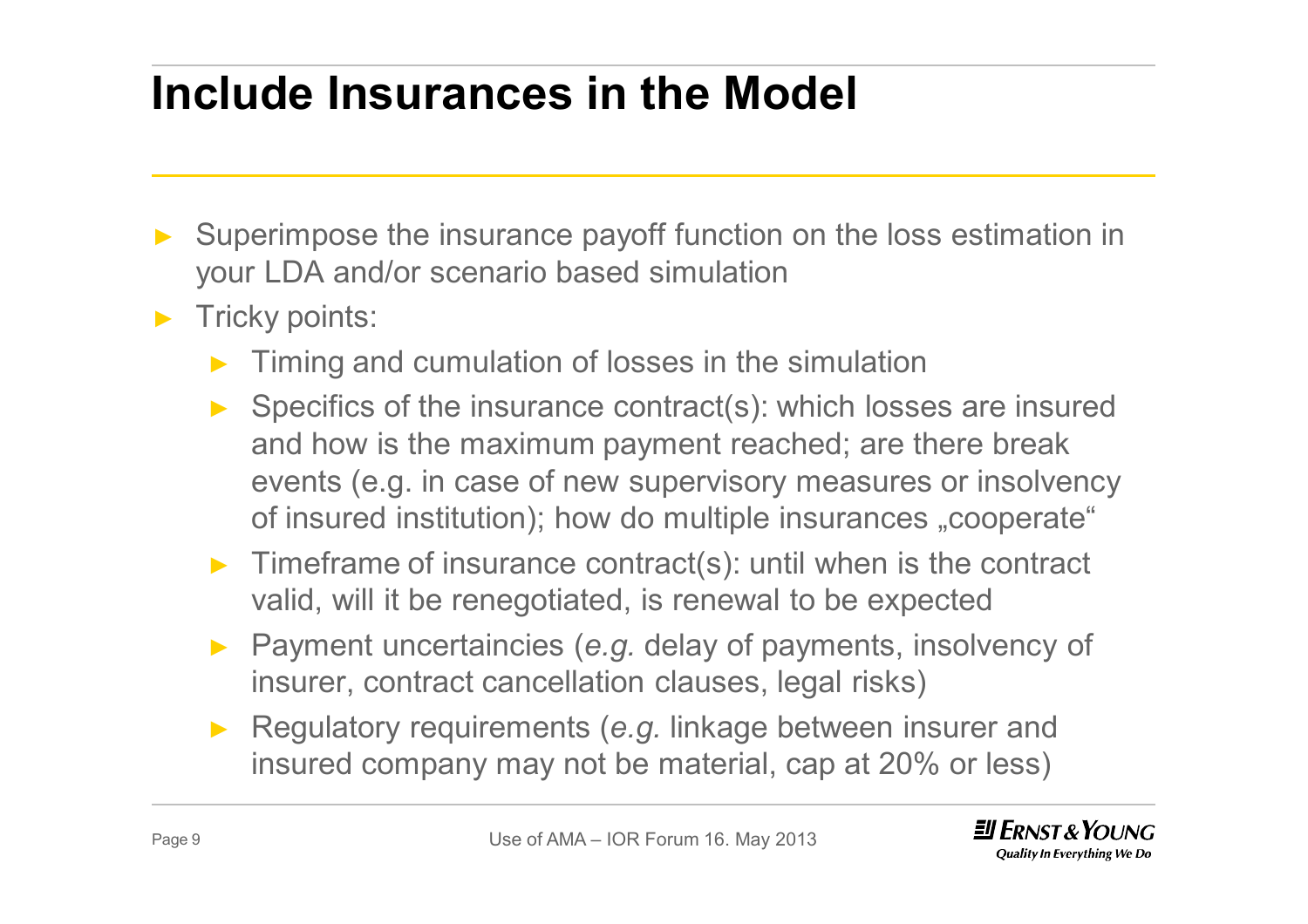# Include Insurances in the Model

- Superimpose the insurance payoff function on the loss estimation in your LDA and/or scenario based simulation
- Tricky points:
  - Timing and cumulation of losses in the simulation
  - Specifics of the insurance contract(s): which losses are insured and how is the maximum payment reached; are there break events (e.g. in case of new supervisory measures or insolvency of insured institution); how do multiple insurances „cooperate“
  - Timeframe of insurance contract(s): until when is the contract valid, will it be renegotiated, is renewal to be expected
  - Payment uncertaincies (*e.g.* delay of payments, insolvency of insurer, contract cancellation clauses, legal risks)
  - Regulatory requirements (*e.g.* linkage between insurer and insured company may not be material, cap at 20% or less)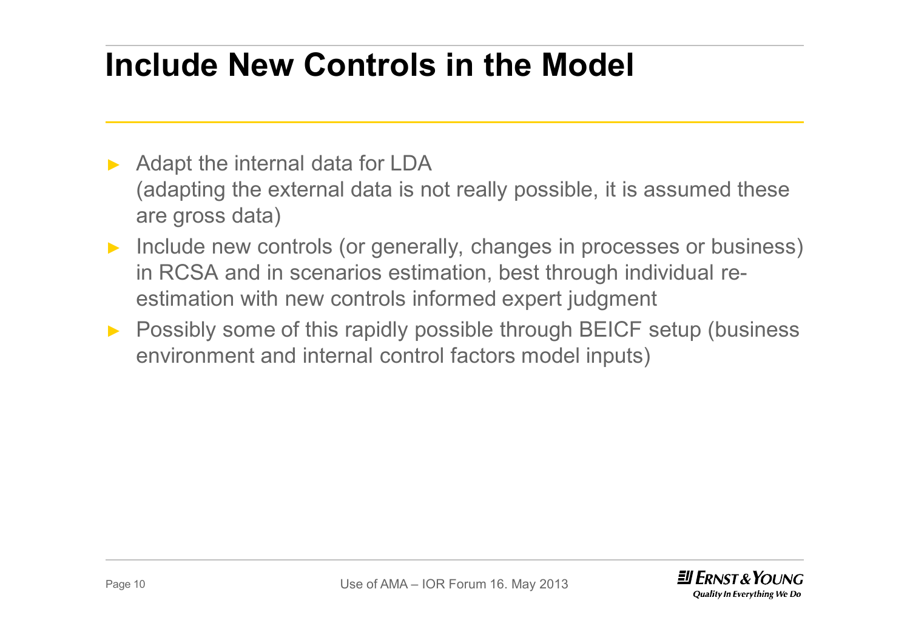# Include New Controls in the Model

- Adapt the internal data for LDA
  (adapting the external data is not really possible, it is assumed these are gross data)
- Include new controls (or generally, changes in processes or business) in RCSA and in scenarios estimation, best through individual re-estimation with new controls informed expert judgment
- Possibly some of this rapidly possible through BEICF setup (business environment and internal control factors model inputs)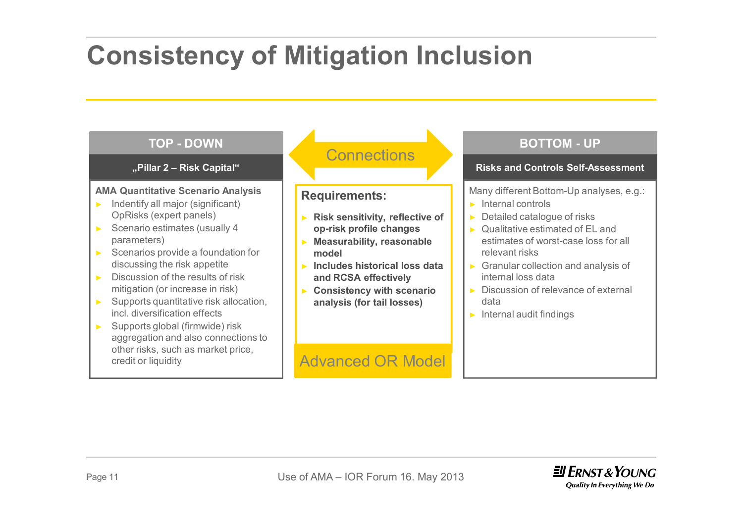# Consistency of Mitigation Inclusion

## TOP - DOWN

### „Pillar 2 – Risk Capital“

**AMA Quantitative Scenario Analysis**

- Indentify all major (significant) OpRisks (expert panels)
- Scenario estimates (usually 4 parameters)
- Scenarios provide a foundation for discussing the risk appetite
- Discussion of the results of risk mitigation (or increase in risk)
- Supports quantitative risk allocation, incl. diversification effects
- Supports global (firmwide) risk aggregation and also connections to other risks, such as market price, credit or liquidity

## Connections

**Requirements:**

- **Risk sensitivity, reflective of op-risk profile changes**
- **Measurability, reasonable model**
- **Includes historical loss data and RCSA effectively**
- **Consistency with scenario analysis (for tail losses)**

Advanced OR Model

## BOTTOM - UP

### Risks and Controls Self-Assessment

Many different Bottom-Up analyses, e.g.:

- Internal controls
- Detailed catalogue of risks
- Qualitative estimated of EL and estimates of worst-case loss for all relevant risks
- Granular collection and analysis of internal loss data
- Discussion of relevance of external data
- Internal audit findings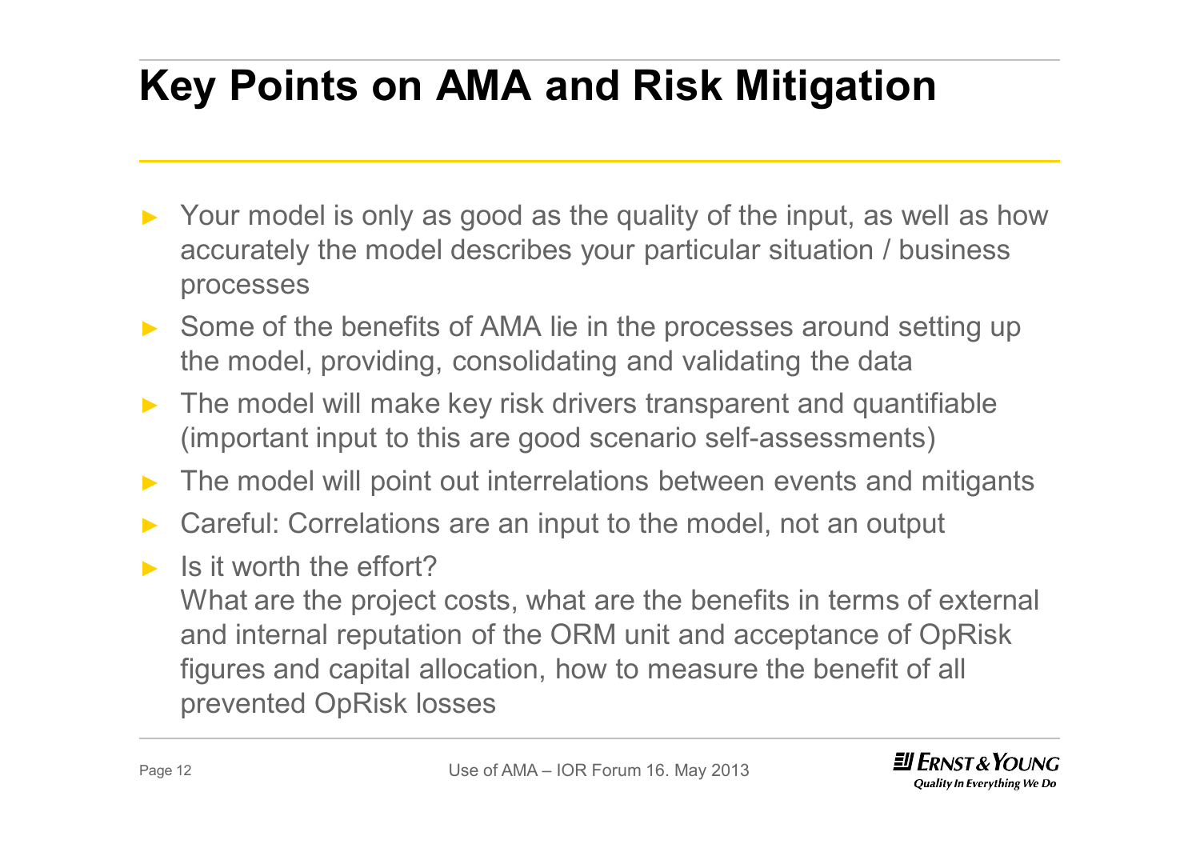# Key Points on AMA and Risk Mitigation

- Your model is only as good as the quality of the input, as well as how accurately the model describes your particular situation / business processes
- Some of the benefits of AMA lie in the processes around setting up the model, providing, consolidating and validating the data
- The model will make key risk drivers transparent and quantifiable (important input to this are good scenario self-assessments)
- The model will point out interrelations between events and mitigants
- Careful: Correlations are an input to the model, not an output
- Is it worth the effort?
  What are the project costs, what are the benefits in terms of external and internal reputation of the ORM unit and acceptance of OpRisk figures and capital allocation, how to measure the benefit of all prevented OpRisk losses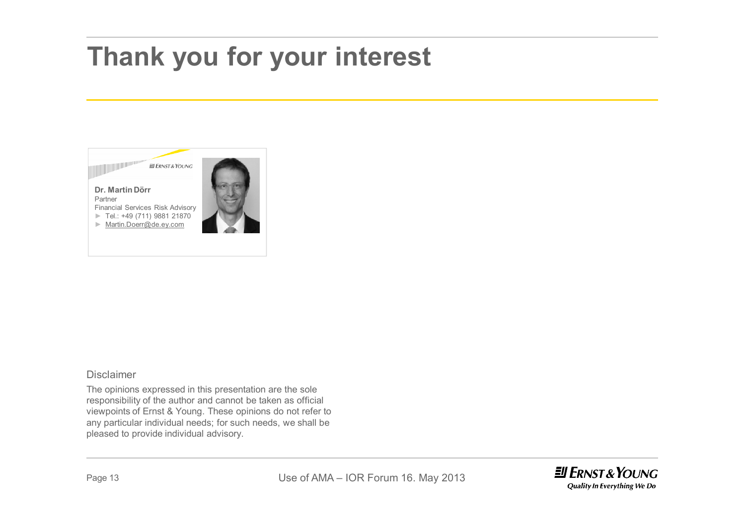# Thank you for your interest

**Dr. Martin Dörr**
Partner
Financial Services Risk Advisory

- Tel.: +49 (711) 9881 21870
- Martin.Doerr@de.ey.com

Disclaimer

The opinions expressed in this presentation are the sole responsibility of the author and cannot be taken as official viewpoints of Ernst & Young. These opinions do not refer to any particular individual needs; for such needs, we shall be pleased to provide individual advisory.